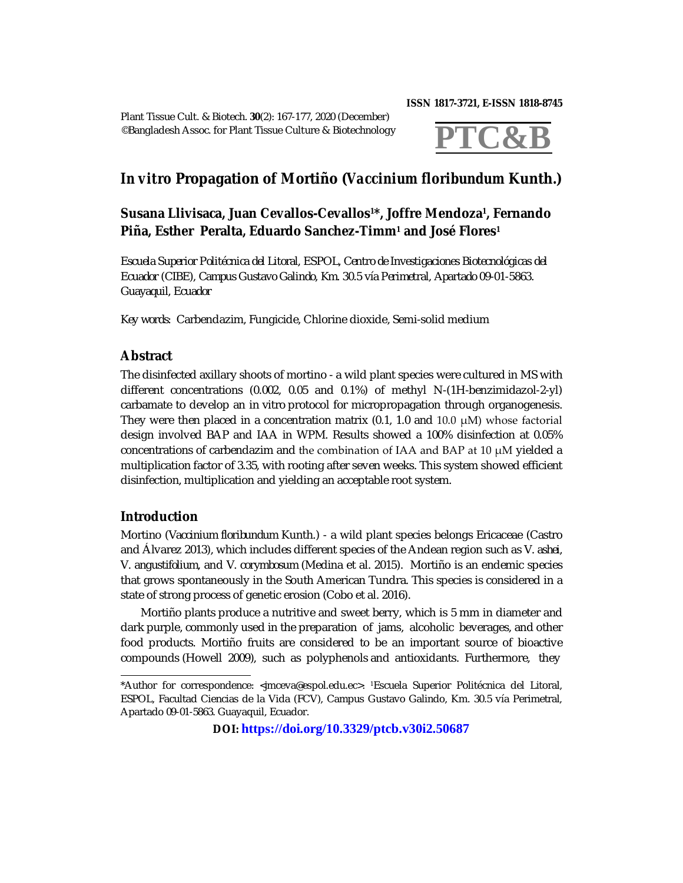# *In vitro* Propagation of Mortiño (*Vaccinium floribundum* Kunth.)

**Susana Llivisaca, Juan Cevallos-Cevallos[1]*, Joffre Mendoza[1], Fernando Piña, Esther Peralta, Eduardo Sanchez-Timm[1] and José Flores[1]**

*Escuela Superior Politécnica del Litoral, ESPOL, Centro de Investigaciones Biotecnológicas del Ecuador (CIBE), Campus Gustavo Galindo, Km. 30.5 vía Perimetral, Apartado 09-01-5863. Guayaquil, Ecuador*

*Key words:* Carbendazim, Fungicide, Chlorine dioxide, Semi-solid medium

## Abstract

The disinfected axillary shoots of mortino - a wild plant species were cultured in MS with different concentrations (0.002, 0.05 and 0.1%) of methyl N-(1H-benzimidazol-2-yl) carbamate to develop an in vitro protocol for micropropagation through organogenesis. They were then placed in a concentration matrix (0.1, 1.0 and 10.0 μM) whose factorial design involved BAP and IAA in WPM. Results showed a 100% disinfection at 0.05% concentrations of carbendazim and the combination of IAA and BAP at 10 μM yielded a multiplication factor of 3.35, with rooting after seven weeks. This system showed efficient disinfection, multiplication and yielding an acceptable root system.

## Introduction

Mortino (*Vaccinium floribundum* Kunth.) - a wild plant species belongs Ericaceae (Castro and Álvarez 2013), which includes different species of the Andean region such as *V. ashei*, *V. angustifolium*, and *V. corymbosum* (Medina et al. 2015). Mortiño is an endemic species that grows spontaneously in the South American Tundra. This species is considered in a state of strong process of genetic erosion (Cobo et al. 2016).

Mortiño plants produce a nutritive and sweet berry, which is 5 mm in diameter and dark purple, commonly used in the preparation of jams, alcoholic beverages, and other food products. Mortiño fruits are considered to be an important source of bioactive compounds (Howell 2009), such as polyphenols and antioxidants. Furthermore, they

---

*Author for correspondence: <jmceva@espol.edu.ec>. [1]Escuela Superior Politécnica del Litoral, ESPOL, Facultad Ciencias de la Vida (FCV), Campus Gustavo Galindo, Km. 30.5 vía Perimetral, Apartado 09-01-5863. Guayaquil, Ecuador.

**DOI: https://doi.org/10.3329/ptcb.v30i2.50687**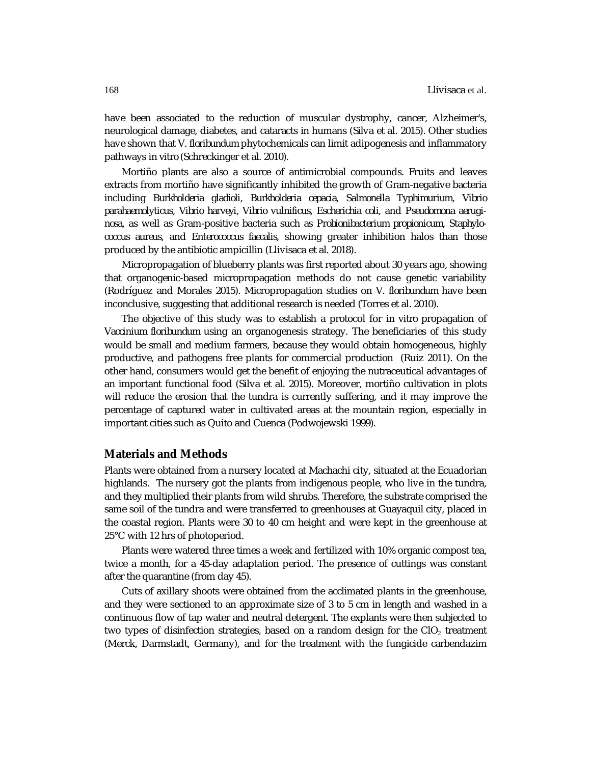have been associated to the reduction of muscular dystrophy, cancer, Alzheimer's, neurological damage, diabetes, and cataracts in humans (Silva et al. 2015). Other studies have shown that *V. floribundum* phytochemicals can limit adipogenesis and inflammatory pathways in vitro (Schreckinger et al. 2010).

Mortiño plants are also a source of antimicrobial compounds. Fruits and leaves extracts from mortiño have significantly inhibited the growth of Gram-negative bacteria including *Burkholderia gladioli*, *Burkholderia cepacia*, *Salmonella* Typhimurium, *Vibrio parahaemolyticus*, *Vibrio harveyi*, *Vibrio vulnificus*, *Escherichia coli*, and *Pseudomona aeruginosa*, as well as Gram-positive bacteria such as *Probionibacterium propionicum*, *Staphylococcus aureus*, and *Enterococcus faecalis*, showing greater inhibition halos than those produced by the antibiotic ampicillin (Llivisaca et al. 2018).

Micropropagation of blueberry plants was first reported about 30 years ago, showing that organogenic-based micropropagation methods do not cause genetic variability (Rodríguez and Morales 2015). Micropropagation studies on *V. floribundum* have been inconclusive, suggesting that additional research is needed (Torres et al. 2010).

The objective of this study was to establish a protocol for in vitro propagation of *Vaccinium floribundum* using an organogenesis strategy. The beneficiaries of this study would be small and medium farmers, because they would obtain homogeneous, highly productive, and pathogens free plants for commercial production (Ruiz 2011). On the other hand, consumers would get the benefit of enjoying the nutraceutical advantages of an important functional food (Silva et al. 2015). Moreover, mortiño cultivation in plots will reduce the erosion that the tundra is currently suffering, and it may improve the percentage of captured water in cultivated areas at the mountain region, especially in important cities such as Quito and Cuenca (Podwojewski 1999).

## Materials and Methods

Plants were obtained from a nursery located at Machachi city, situated at the Ecuadorian highlands. The nursery got the plants from indigenous people, who live in the tundra, and they multiplied their plants from wild shrubs. Therefore, the substrate comprised the same soil of the tundra and were transferred to greenhouses at Guayaquil city, placed in the coastal region. Plants were 30 to 40 cm height and were kept in the greenhouse at 25°C with 12 hrs of photoperiod.

Plants were watered three times a week and fertilized with 10% organic compost tea, twice a month, for a 45-day adaptation period. The presence of cuttings was constant after the quarantine (from day 45).

Cuts of axillary shoots were obtained from the acclimated plants in the greenhouse, and they were sectioned to an approximate size of 3 to 5 cm in length and washed in a continuous flow of tap water and neutral detergent. The explants were then subjected to two types of disinfection strategies, based on a random design for the $ClO_2$ treatment (Merck, Darmstadt, Germany), and for the treatment with the fungicide carbendazim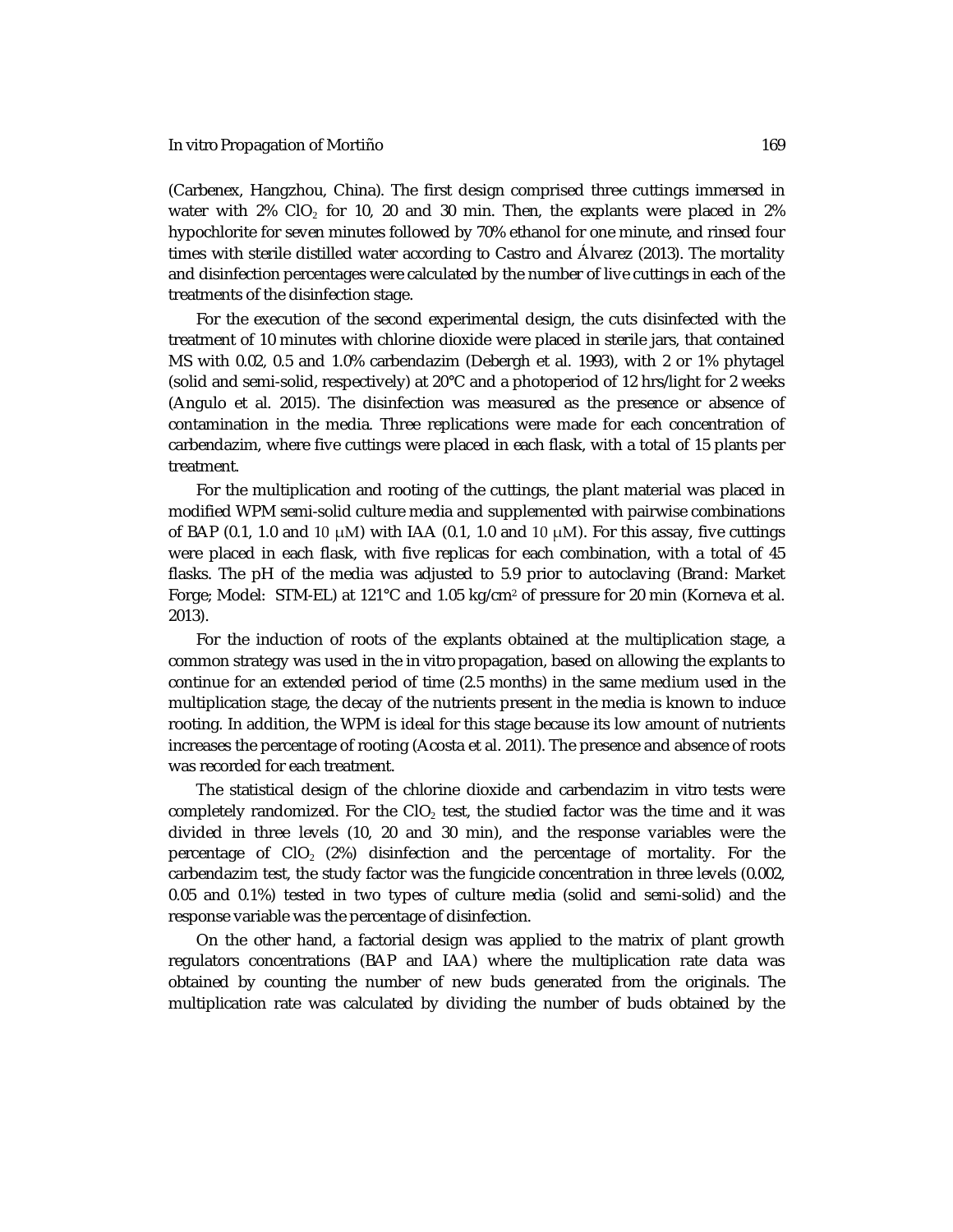(Carbenex, Hangzhou, China). The first design comprised three cuttings immersed in water with 2% $ClO_2$ for 10, 20 and 30 min. Then, the explants were placed in 2% hypochlorite for seven minutes followed by 70% ethanol for one minute, and rinsed four times with sterile distilled water according to Castro and Álvarez (2013). The mortality and disinfection percentages were calculated by the number of live cuttings in each of the treatments of the disinfection stage.

For the execution of the second experimental design, the cuts disinfected with the treatment of 10 minutes with chlorine dioxide were placed in sterile jars, that contained MS with 0.02, 0.5 and 1.0% carbendazim (Debergh et al. 1993), with 2 or 1% phytagel (solid and semi-solid, respectively) at 20°C and a photoperiod of 12 hrs/light for 2 weeks (Angulo et al. 2015). The disinfection was measured as the presence or absence of contamination in the media. Three replications were made for each concentration of carbendazim, where five cuttings were placed in each flask, with a total of 15 plants per treatment.

For the multiplication and rooting of the cuttings, the plant material was placed in modified WPM semi-solid culture media and supplemented with pairwise combinations of BAP (0.1, 1.0 and 10 μM) with IAA (0.1, 1.0 and 10 μM). For this assay, five cuttings were placed in each flask, with five replicas for each combination, with a total of 45 flasks. The pH of the media was adjusted to 5.9 prior to autoclaving (Brand: Market Forge; Model: STM-EL) at 121°C and 1.05 $kg/cm^2$ of pressure for 20 min (Korneva et al. 2013).

For the induction of roots of the explants obtained at the multiplication stage, a common strategy was used in the in vitro propagation, based on allowing the explants to continue for an extended period of time (2.5 months) in the same medium used in the multiplication stage, the decay of the nutrients present in the media is known to induce rooting. In addition, the WPM is ideal for this stage because its low amount of nutrients increases the percentage of rooting (Acosta et al. 2011). The presence and absence of roots was recorded for each treatment.

The statistical design of the chlorine dioxide and carbendazim in vitro tests were completely randomized. For the $ClO_2$ test, the studied factor was the time and it was divided in three levels (10, 20 and 30 min), and the response variables were the percentage of $ClO_2$ (2%) disinfection and the percentage of mortality. For the carbendazim test, the study factor was the fungicide concentration in three levels (0.002, 0.05 and 0.1%) tested in two types of culture media (solid and semi-solid) and the response variable was the percentage of disinfection.

On the other hand, a factorial design was applied to the matrix of plant growth regulators concentrations (BAP and IAA) where the multiplication rate data was obtained by counting the number of new buds generated from the originals. The multiplication rate was calculated by dividing the number of buds obtained by the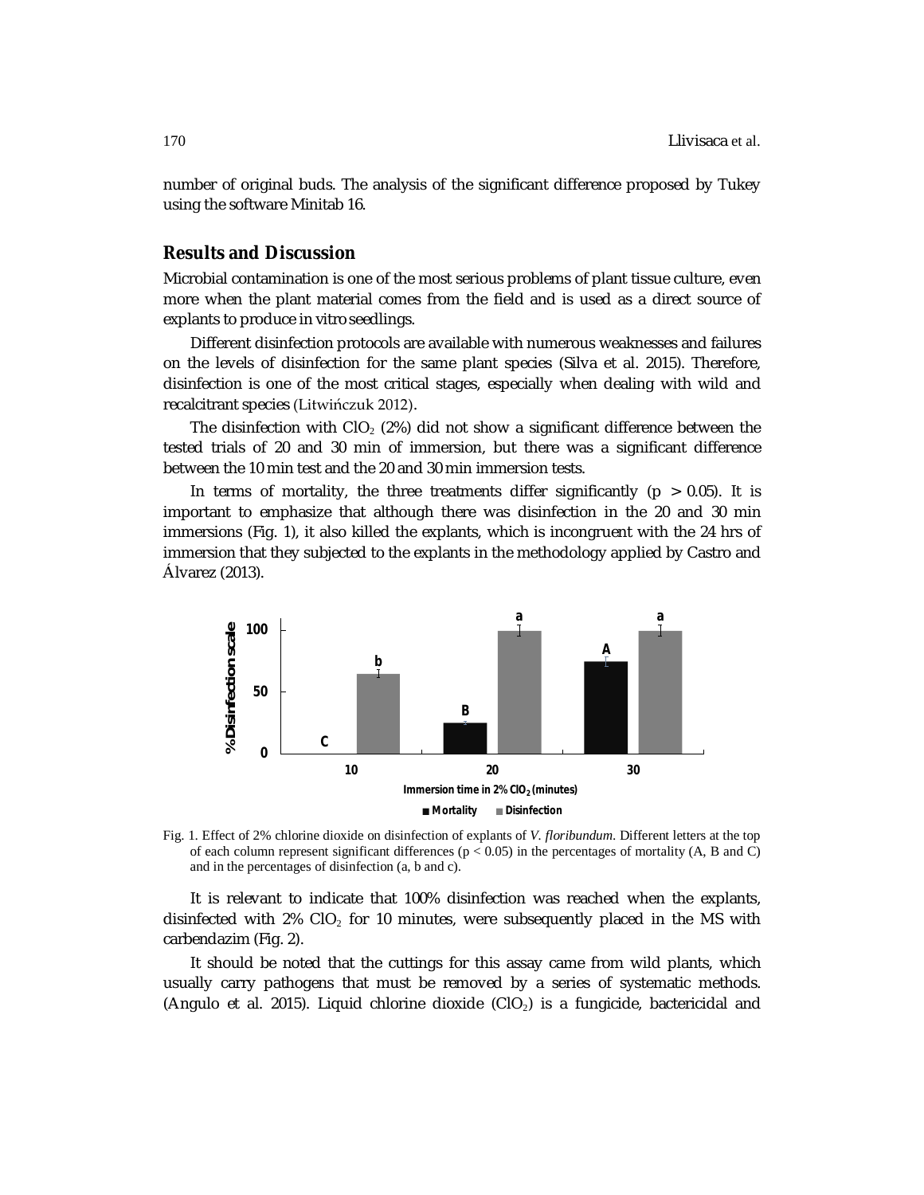number of original buds. The analysis of the significant difference proposed by Tukey using the software Minitab 16.

## Results and Discussion

Microbial contamination is one of the most serious problems of plant tissue culture, even more when the plant material comes from the field and is used as a direct source of explants to produce in vitro seedlings.

Different disinfection protocols are available with numerous weaknesses and failures on the levels of disinfection for the same plant species (Silva et al. 2015). Therefore, disinfection is one of the most critical stages, especially when dealing with wild and recalcitrant species (Litwińczuk 2012).

The disinfection with $ClO_2$ (2%) did not show a significant difference between the tested trials of 20 and 30 min of immersion, but there was a significant difference between the 10 min test and the 20 and 30 min immersion tests.

In terms of mortality, the three treatments differ significantly ($p > 0.05$). It is important to emphasize that although there was disinfection in the 20 and 30 min immersions (Fig. 1), it also killed the explants, which is incongruent with the 24 hrs of immersion that they subjected to the explants in the methodology applied by Castro and Álvarez (2013).

Fig. 1. Effect of 2% chlorine dioxide on disinfection of explants of *V. floribundum*. Different letters at the top of each column represent significant differences ($p < 0.05$) in the percentages of mortality (A, B and C) and in the percentages of disinfection (a, b and c).

It is relevant to indicate that 100% disinfection was reached when the explants, disinfected with 2% $ClO_2$ for 10 minutes, were subsequently placed in the MS with carbendazim (Fig. 2).

It should be noted that the cuttings for this assay came from wild plants, which usually carry pathogens that must be removed by a series of systematic methods. (Angulo et al. 2015). Liquid chlorine dioxide ($ClO_2$) is a fungicide, bactericidal and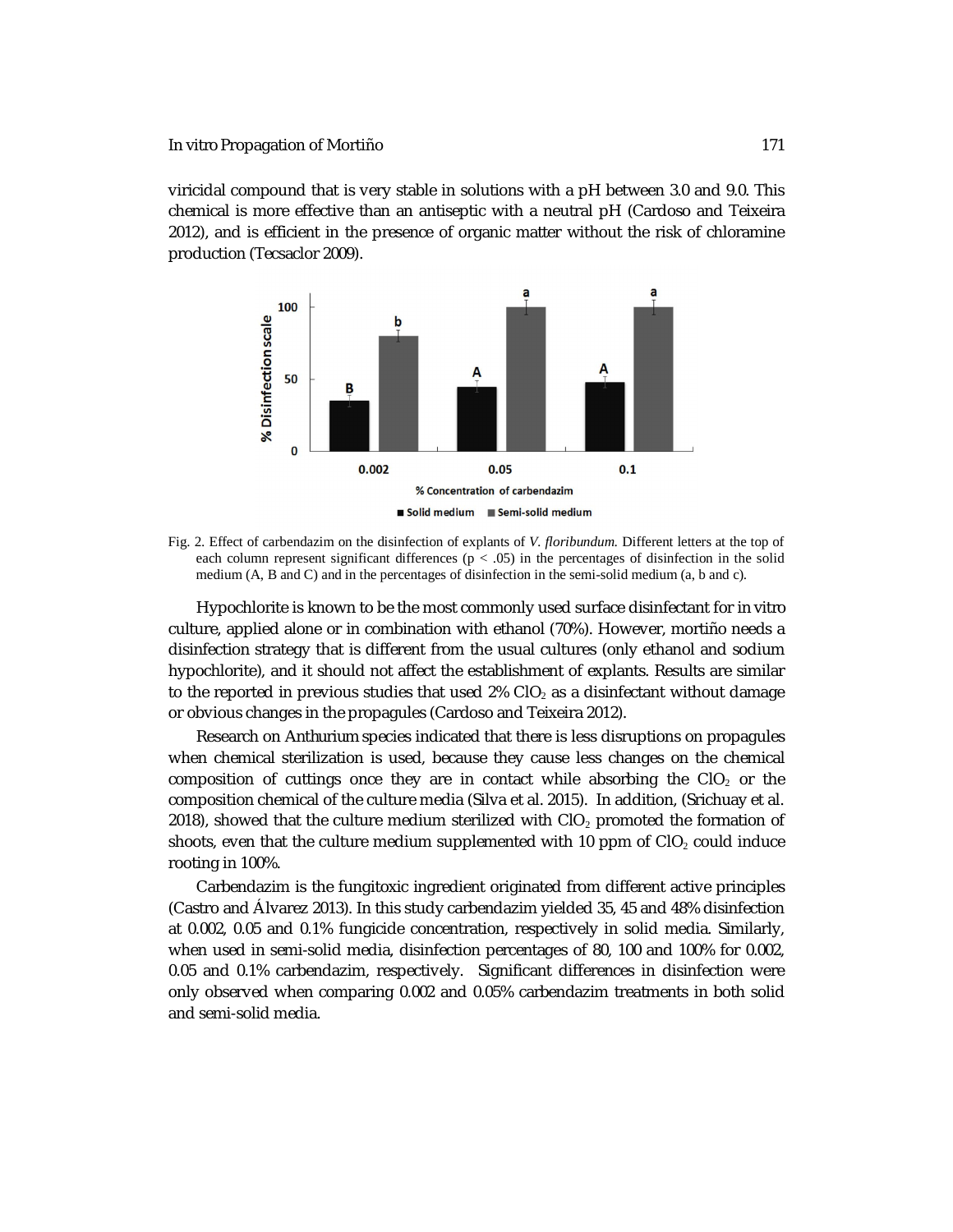viricidal compound that is very stable in solutions with a pH between 3.0 and 9.0. This chemical is more effective than an antiseptic with a neutral pH (Cardoso and Teixeira 2012), and is efficient in the presence of organic matter without the risk of chloramine production (Tecsaclor 2009).

Fig. 2. Effect of carbendazim on the disinfection of explants of *V. floribundum*. Different letters at the top of each column represent significant differences ($p < .05$) in the percentages of disinfection in the solid medium (A, B and C) and in the percentages of disinfection in the semi-solid medium (a, b and c).

Hypochlorite is known to be the most commonly used surface disinfectant for in vitro culture, applied alone or in combination with ethanol (70%). However, mortiño needs a disinfection strategy that is different from the usual cultures (only ethanol and sodium hypochlorite), and it should not affect the establishment of explants. Results are similar to the reported in previous studies that used 2% $ClO_2$ as a disinfectant without damage or obvious changes in the propagules (Cardoso and Teixeira 2012).

Research on Anthurium species indicated that there is less disruptions on propagules when chemical sterilization is used, because they cause less changes on the chemical composition of cuttings once they are in contact while absorbing the $ClO_2$ or the composition chemical of the culture media (Silva et al. 2015). In addition, (Srichuay et al. 2018), showed that the culture medium sterilized with $ClO_2$ promoted the formation of shoots, even that the culture medium supplemented with 10 ppm of $ClO_2$ could induce rooting in 100%.

Carbendazim is the fungitoxic ingredient originated from different active principles (Castro and Álvarez 2013). In this study carbendazim yielded 35, 45 and 48% disinfection at 0.002, 0.05 and 0.1% fungicide concentration, respectively in solid media. Similarly, when used in semi-solid media, disinfection percentages of 80, 100 and 100% for 0.002, 0.05 and 0.1% carbendazim, respectively. Significant differences in disinfection were only observed when comparing 0.002 and 0.05% carbendazim treatments in both solid and semi-solid media.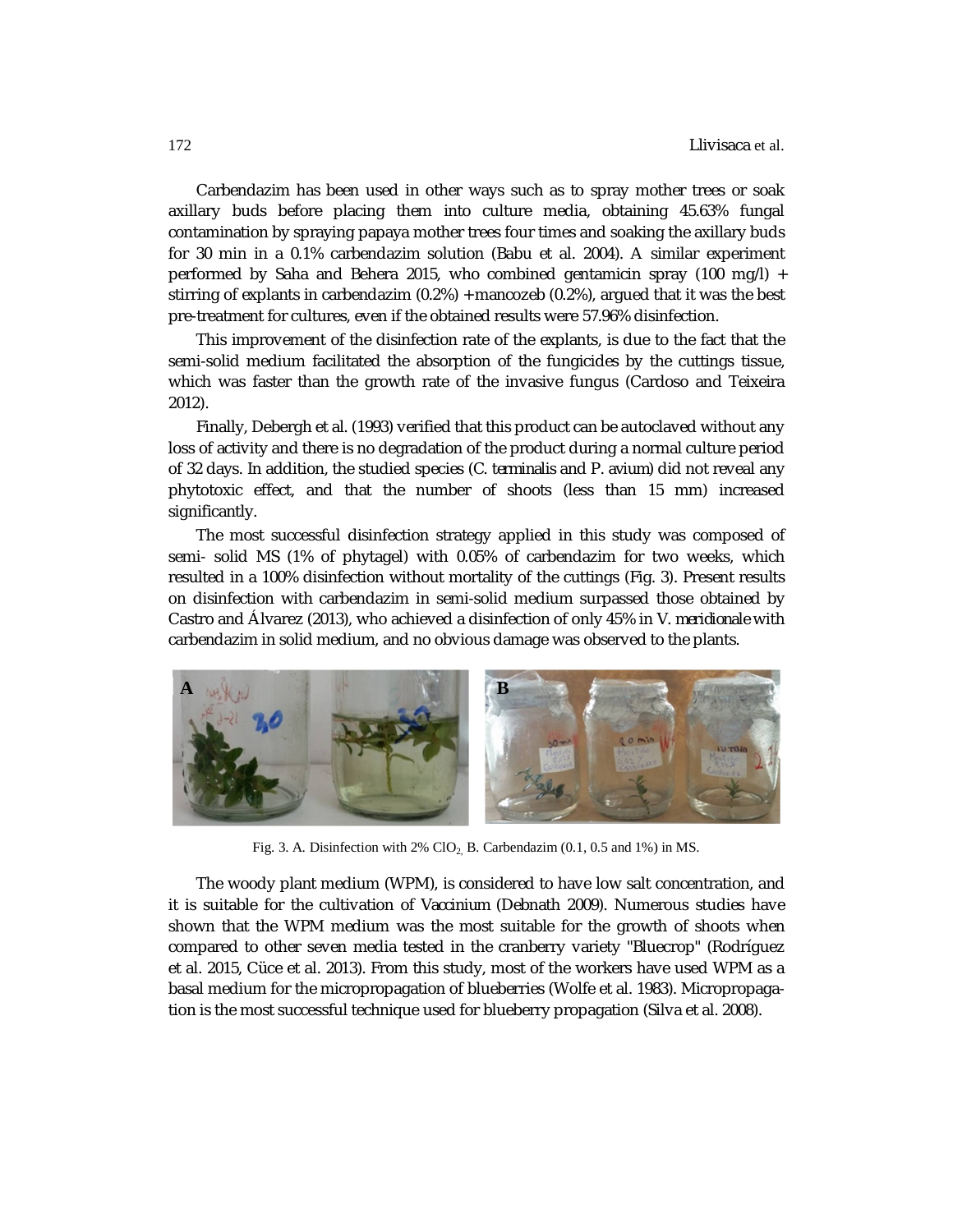Carbendazim has been used in other ways such as to spray mother trees or soak axillary buds before placing them into culture media, obtaining 45.63% fungal contamination by spraying papaya mother trees four times and soaking the axillary buds for 30 min in a 0.1% carbendazim solution (Babu et al. 2004). A similar experiment performed by Saha and Behera 2015, who combined gentamicin spray (100 mg/l) + stirring of explants in carbendazim (0.2%) + mancozeb (0.2%), argued that it was the best pre-treatment for cultures, even if the obtained results were 57.96% disinfection.

This improvement of the disinfection rate of the explants, is due to the fact that the semi-solid medium facilitated the absorption of the fungicides by the cuttings tissue, which was faster than the growth rate of the invasive fungus (Cardoso and Teixeira 2012).

Finally, Debergh et al. (1993) verified that this product can be autoclaved without any loss of activity and there is no degradation of the product during a normal culture period of 32 days. In addition, the studied species (*C. terminalis* and *P. avium*) did not reveal any phytotoxic effect, and that the number of shoots (less than 15 mm) increased significantly.

The most successful disinfection strategy applied in this study was composed of semi- solid MS (1% of phytagel) with 0.05% of carbendazim for two weeks, which resulted in a 100% disinfection without mortality of the cuttings (Fig. 3). Present results on disinfection with carbendazim in semi-solid medium surpassed those obtained by Castro and Álvarez (2013), who achieved a disinfection of only 45% in *V. meridionale* with carbendazim in solid medium, and no obvious damage was observed to the plants.

Fig. 3. A. Disinfection with 2% $ClO_2$. B. Carbendazim (0.1, 0.5 and 1%) in MS.

The woody plant medium (WPM), is considered to have low salt concentration, and it is suitable for the cultivation of *Vaccinium* (Debnath 2009). Numerous studies have shown that the WPM medium was the most suitable for the growth of shoots when compared to other seven media tested in the cranberry variety "Bluecrop" (Rodríguez et al. 2015, Cüce et al. 2013). From this study, most of the workers have used WPM as a basal medium for the micropropagation of blueberries (Wolfe et al. 1983). Micropropagation is the most successful technique used for blueberry propagation (Silva et al. 2008).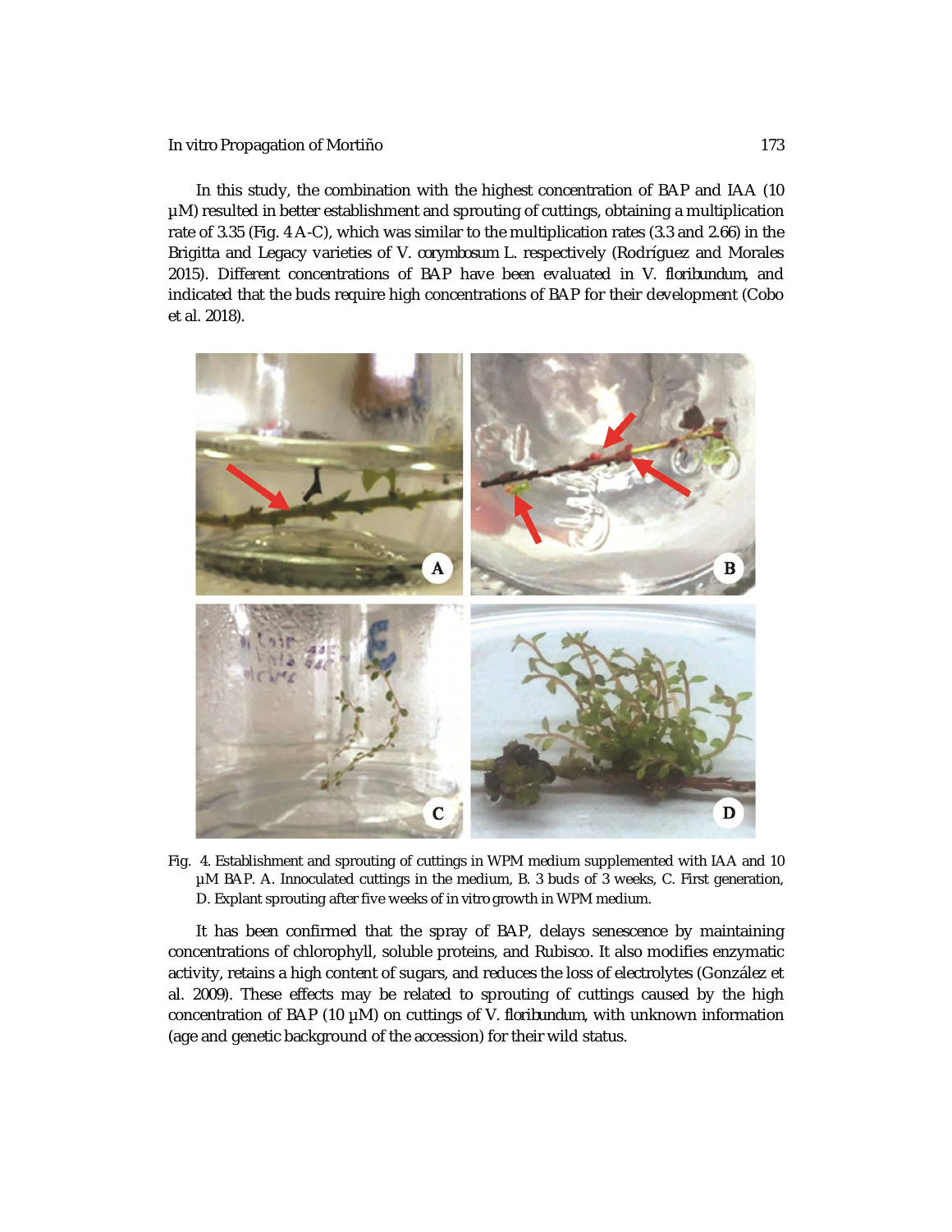In this study, the combination with the highest concentration of BAP and IAA (10 µM) resulted in better establishment and sprouting of cuttings, obtaining a multiplication rate of 3.35 (Fig. 4 A-C), which was similar to the multiplication rates (3.3 and 2.66) in the Brigitta and Legacy varieties of *V. corymbosum* L. respectively (Rodríguez and Morales 2015). Different concentrations of BAP have been evaluated in *V. floribundum*, and indicated that the buds require high concentrations of BAP for their development (Cobo et al. 2018).

Fig. 4. Establishment and sprouting of cuttings in WPM medium supplemented with IAA and 10 µM BAP. A. Innoculated cuttings in the medium, B. 3 buds of 3 weeks, C. First generation, D. Explant sprouting after five weeks of in vitro growth in WPM medium.

It has been confirmed that the spray of BAP, delays senescence by maintaining concentrations of chlorophyll, soluble proteins, and Rubisco. It also modifies enzymatic activity, retains a high content of sugars, and reduces the loss of electrolytes (González et al. 2009). These effects may be related to sprouting of cuttings caused by the high concentration of BAP (10 µM) on cuttings of *V. floribundum*, with unknown information (age and genetic background of the accession) for their wild status.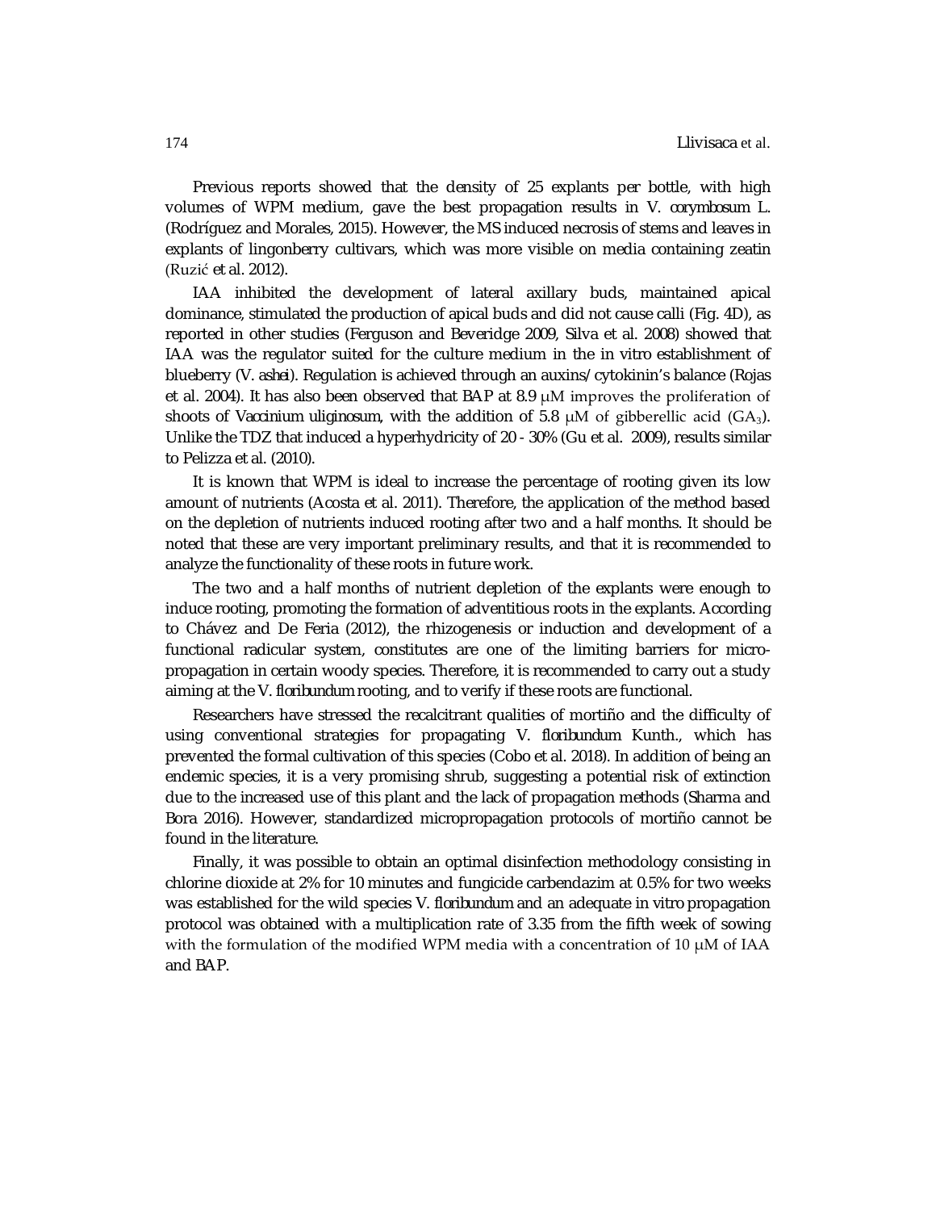Previous reports showed that the density of 25 explants per bottle, with high volumes of WPM medium, gave the best propagation results in *V. corymbosum* L. (Rodríguez and Morales, 2015). However, the MS induced necrosis of stems and leaves in explants of lingonberry cultivars, which was more visible on media containing zeatin (Ruzić et al. 2012).

IAA inhibited the development of lateral axillary buds, maintained apical dominance, stimulated the production of apical buds and did not cause calli (Fig. 4D), as reported in other studies (Ferguson and Beveridge 2009, Silva et al. 2008) showed that IAA was the regulator suited for the culture medium in the *in vitro* establishment of blueberry (*V. ashei*). Regulation is achieved through an auxins/cytokinin's balance (Rojas et al. 2004). It has also been observed that BAP at 8.9 μM improves the proliferation of shoots of *Vaccinium uliginosum*, with the addition of 5.8 μM of gibberellic acid ($GA_3$). Unlike the TDZ that induced a hyperhydricity of 20 - 30% (Gu et al. 2009), results similar to Pelizza et al. (2010).

It is known that WPM is ideal to increase the percentage of rooting given its low amount of nutrients (Acosta et al. 2011). Therefore, the application of the method based on the depletion of nutrients induced rooting after two and a half months. It should be noted that these are very important preliminary results, and that it is recommended to analyze the functionality of these roots in future work.

The two and a half months of nutrient depletion of the explants were enough to induce rooting, promoting the formation of adventitious roots in the explants. According to Chávez and De Feria (2012), the rhizogenesis or induction and development of a functional radicular system, constitutes are one of the limiting barriers for micro-propagation in certain woody species. Therefore, it is recommended to carry out a study aiming at the *V. floribundum* rooting, and to verify if these roots are functional.

Researchers have stressed the recalcitrant qualities of mortiño and the difficulty of using conventional strategies for propagating *V. floribundum* Kunth., which has prevented the formal cultivation of this species (Cobo et al. 2018). In addition of being an endemic species, it is a very promising shrub, suggesting a potential risk of extinction due to the increased use of this plant and the lack of propagation methods (Sharma and Bora 2016). However, standardized micropropagation protocols of mortiño cannot be found in the literature.

Finally, it was possible to obtain an optimal disinfection methodology consisting in chlorine dioxide at 2% for 10 minutes and fungicide carbendazim at 0.5% for two weeks was established for the wild species *V. floribundum* and an adequate *in vitro* propagation protocol was obtained with a multiplication rate of 3.35 from the fifth week of sowing with the formulation of the modified WPM media with a concentration of 10 μM of IAA and BAP.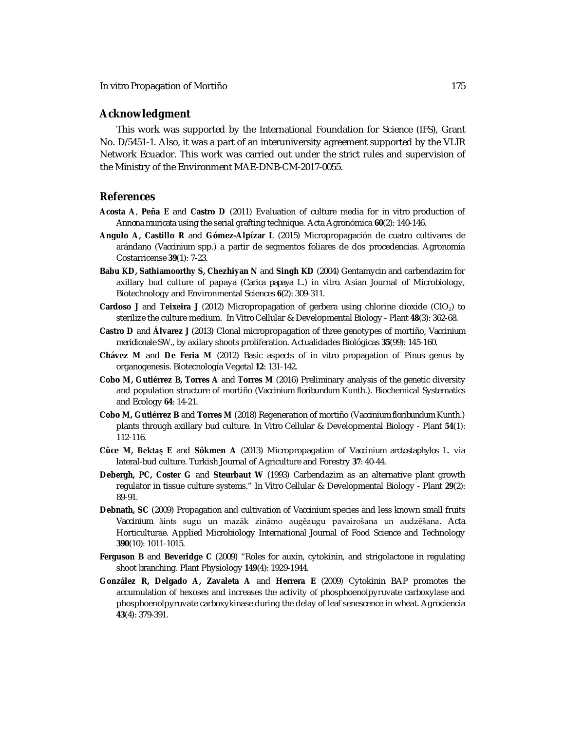## Acknowledgment

This work was supported by the International Foundation for Science (IFS), Grant No. D/5451-1. Also, it was a part of an interuniversity agreement supported by the VLIR Network Ecuador. This work was carried out under the strict rules and supervision of the Ministry of the Environment MAE-DNB-CM-2017-0055.

## References

**Acosta A**, **Peña E** and **Castro D** (2011) Evaluation of culture media for in vitro production of *Annona muricata* using the serial grafting technique. Acta Agronómica **60**(2): 140-146.

**Angulo A, Castillo R** and **Gómez-Alpízar L** (2015) Micropropagación de cuatro cultivares de arándano (*Vaccinium* spp.) a partir de segmentos foliares de dos procedencias. Agronomía Costarricense **39**(1): 7-23.

**Babu KD, Sathiamoorthy S, Chezhiyan N** and **Singh KD** (2004) Gentamycin and carbendazim for axillary bud culture of papaya (*Carica papaya* L.) in vitro. Asian Journal of Microbiology, Biotechnology and Environmental Sciences **6**(2): 309-311.

**Cardoso J** and **Teixeira J** (2012) Micropropagation of gerbera using chlorine dioxide ($ClO_2$) to sterilize the culture medium. In Vitro Cellular & Developmental Biology - Plant **48**(3): 362-68.

**Castro D** and **Álvarez J** (2013) Clonal micropropagation of three genotypes of mortiño, *Vaccinium meridionale* SW., by axilary shoots proliferation. Actualidades Biológicas **35**(99): 145-160.

**Chávez M** and **De Feria M** (2012) Basic aspects of in vitro propagation of Pinus genus by organogenesis. Biotecnología Vegetal **12**: 131-142.

**Cobo M, Gutiérrez B, Torres A** and **Torres M** (2016) Preliminary analysis of the genetic diversity and population structure of mortiño (*Vaccinium floribundum* Kunth.). Biochemical Systematics and Ecology **64**: 14-21.

**Cobo M, Gutiérrez B** and **Torres M** (2018) Regeneration of mortiño (*Vaccinium floribundum* Kunth.) plants through axillary bud culture. In Vitro Cellular & Developmental Biology - Plant **54**(1): 112-116.

**Cüce M, Bektaş E** and **Sökmen A** (2013) Micropropagation of *Vaccinium arctostaphylos* L. via lateral-bud culture. Turkish Journal of Agriculture and Forestry **37**: 40-44.

**Debergh, PC, Coster G** and **Steurbaut W** (1993) Carbendazim as an alternative plant growth regulator in tissue culture systems." In Vitro Cellular & Developmental Biology - Plant **29**(2): 89-91.

**Debnath, SC** (2009) Propagation and cultivation of Vaccinium species and less known small fruits Vaccinium ăints sugu un mazāk zināmo augĕaugu pavairošana un audzēšana. Acta Horticulturae. Applied Microbiology International Journal of Food Science and Technology **390**(10): 1011-1015.

**Ferguson B** and **Beveridge C** (2009) "Roles for auxin, cytokinin, and strigolactone in regulating shoot branching. Plant Physiology **149**(4): 1929-1944.

**González R, Delgado A, Zavaleta A** and **Herrera E** (2009) Cytokinin BAP promotes the accumulation of hexoses and increases the activity of phosphoenolpyruvate carboxylase and phosphoenolpyruvate carboxykinase during the delay of leaf senescence in wheat. Agrociencia **43**(4): 379-391.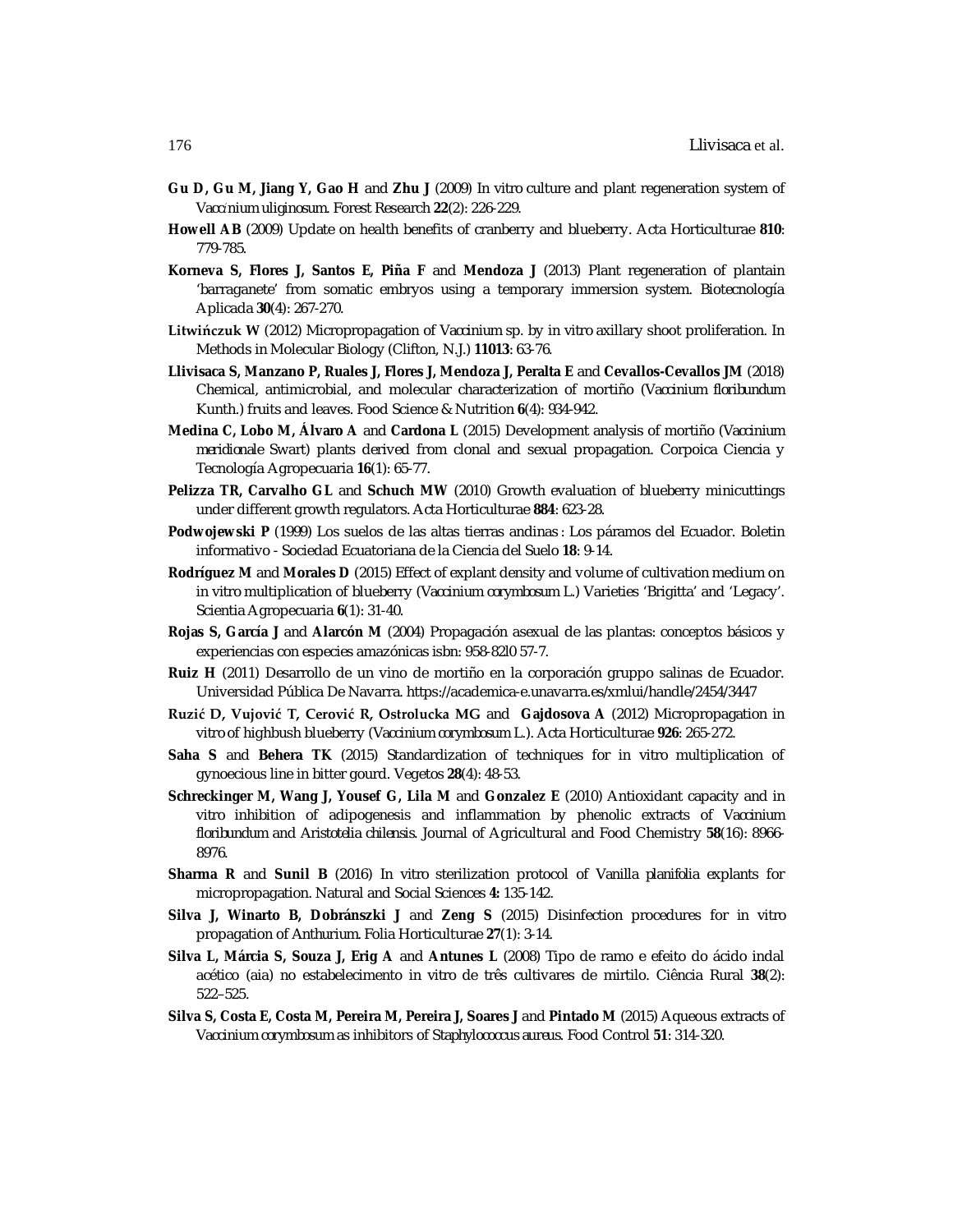**Gu D, Gu M, Jiang Y, Gao H** and **Zhu J** (2009) In vitro culture and plant regeneration system of *Vaccinium uliginosum*. Forest Research **22**(2): 226-229.

**Howell AB** (2009) Update on health benefits of cranberry and blueberry. Acta Horticulturae **810**: 779-785.

**Korneva S, Flores J, Santos E, Piña F** and **Mendoza J** (2013) Plant regeneration of plantain 'barraganete' from somatic embryos using a temporary immersion system. Biotecnología Aplicada **30**(4): 267-270.

**Litwińczuk W** (2012) Micropropagation of *Vaccinium* sp. by in vitro axillary shoot proliferation. In Methods in Molecular Biology (Clifton, N.J.) **11013**: 63-76.

**Llivisaca S, Manzano P, Ruales J, Flores J, Mendoza J, Peralta E** and **Cevallos-Cevallos JM** (2018) Chemical, antimicrobial, and molecular characterization of mortiño (*Vaccinium floribundum* Kunth.) fruits and leaves. Food Science & Nutrition **6**(4): 934-942.

**Medina C, Lobo M, Álvaro A** and **Cardona L** (2015) Development analysis of mortiño (*Vaccinium meridionale* Swart) plants derived from clonal and sexual propagation. Corpoica Ciencia y Tecnología Agropecuaria **16**(1): 65-77.

**Pelizza TR, Carvalho GL** and **Schuch MW** (2010) Growth evaluation of blueberry minicuttings under different growth regulators. Acta Horticulturae **884**: 623-28.

**Podwojewski P** (1999) Los suelos de las altas tierras andinas : Los páramos del Ecuador. Boletin informativo - Sociedad Ecuatoriana de la Ciencia del Suelo **18**: 9-14.

**Rodríguez M** and **Morales D** (2015) Effect of explant density and volume of cultivation medium on in vitro multiplication of blueberry (*Vaccinium corymbosum* L.) Varieties 'Brigitta' and 'Legacy'. Scientia Agropecuaria **6**(1): 31-40.

**Rojas S, García J** and **Alarcón M** (2004) Propagación asexual de las plantas: conceptos básicos y experiencias con especies amazónicas isbn: 958-82l0 57-7.

**Ruiz H** (2011) Desarrollo de un vino de mortiño en la corporación gruppo salinas de Ecuador. Universidad Pública De Navarra. https://academica-e.unavarra.es/xmlui/handle/2454/3447

**Ruzić D, Vujović T, Cerović R, Ostrolucka MG** and **Gajdosova A** (2012) Micropropagation in vitro of highbush blueberry (*Vaccinium corymbosum* L.). Acta Horticulturae **926**: 265-272.

**Saha S** and **Behera TK** (2015) Standardization of techniques for in vitro multiplication of gynoecious line in bitter gourd. Vegetos **28**(4): 48-53.

**Schreckinger M, Wang J, Yousef G, Lila M** and **Gonzalez E** (2010) Antioxidant capacity and in vitro inhibition of adipogenesis and inflammation by phenolic extracts of *Vaccinium floribundum* and *Aristotelia chilensis*. Journal of Agricultural and Food Chemistry **58**(16): 8966-8976.

**Sharma R** and **Sunil B** (2016) In vitro sterilization protocol of Vanilla *planifolia* explants for micropropagation. Natural and Social Sciences **4:** 135-142.

**Silva J, Winarto B, Dobránszki J** and **Zeng S** (2015) Disinfection procedures for in vitro propagation of Anthurium. Folia Horticulturae **27**(1): 3-14.

**Silva L, Márcia S, Souza J, Erig A** and **Antunes L** (2008) Tipo de ramo e efeito do ácido indal acético (aia) no estabelecimento in vitro de três cultivares de mirtilo. Ciência Rural **38**(2): 522–525.

**Silva S, Costa E, Costa M, Pereira M, Pereira J, Soares J** and **Pintado M** (2015) Aqueous extracts of *Vaccinium corymbosum* as inhibitors of *Staphylococcus aureus*. Food Control **51**: 314-320.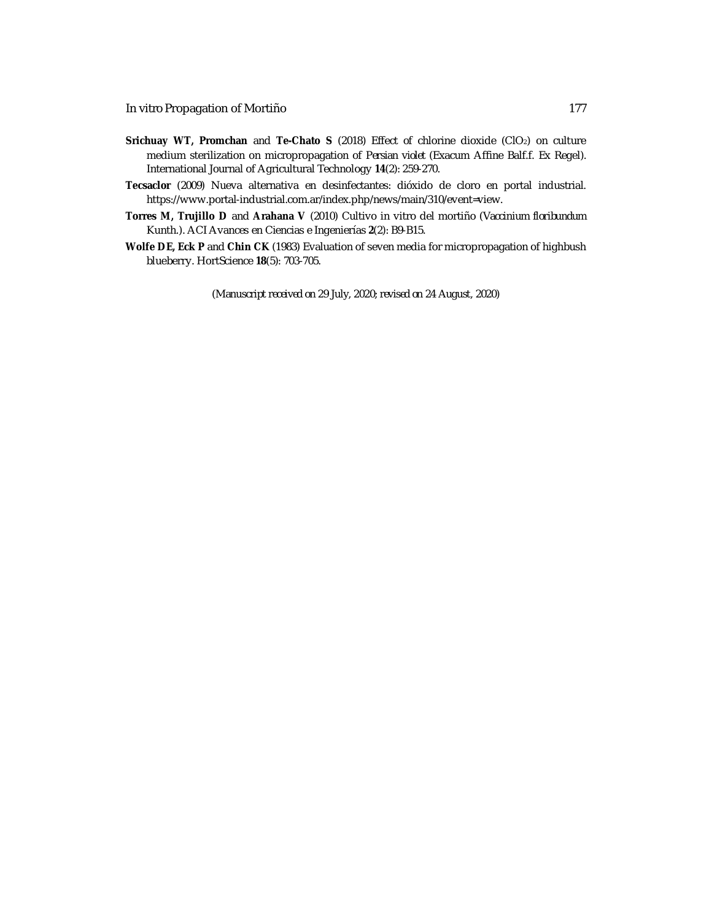**Srichuay WT, Promchan** and **Te-Chato S** (2018) Effect of chlorine dioxide ($ClO_2$) on culture medium sterilization on micropropagation of *Persian violet* (Exacum Affine Balf.f. Ex Regel). International Journal of Agricultural Technology **14**(2): 259-270.

**Tecsaclor** (2009) Nueva alternativa en desinfectantes: dióxido de cloro en portal industrial. https://www.portal-industrial.com.ar/index.php/news/main/310/event=view.

**Torres M, Trujillo D** and **Arahana V** (2010) Cultivo in vitro del mortiño (*Vaccinium floribundum* Kunth.). ACI Avances en Ciencias e Ingenierías **2**(2): B9-B15.

**Wolfe DE, Eck P** and **Chin CK** (1983) Evaluation of seven media for micropropagation of highbush blueberry. HortScience **18**(5): 703-705.

*(Manuscript received on 29 July, 2020; revised on 24 August, 2020)*